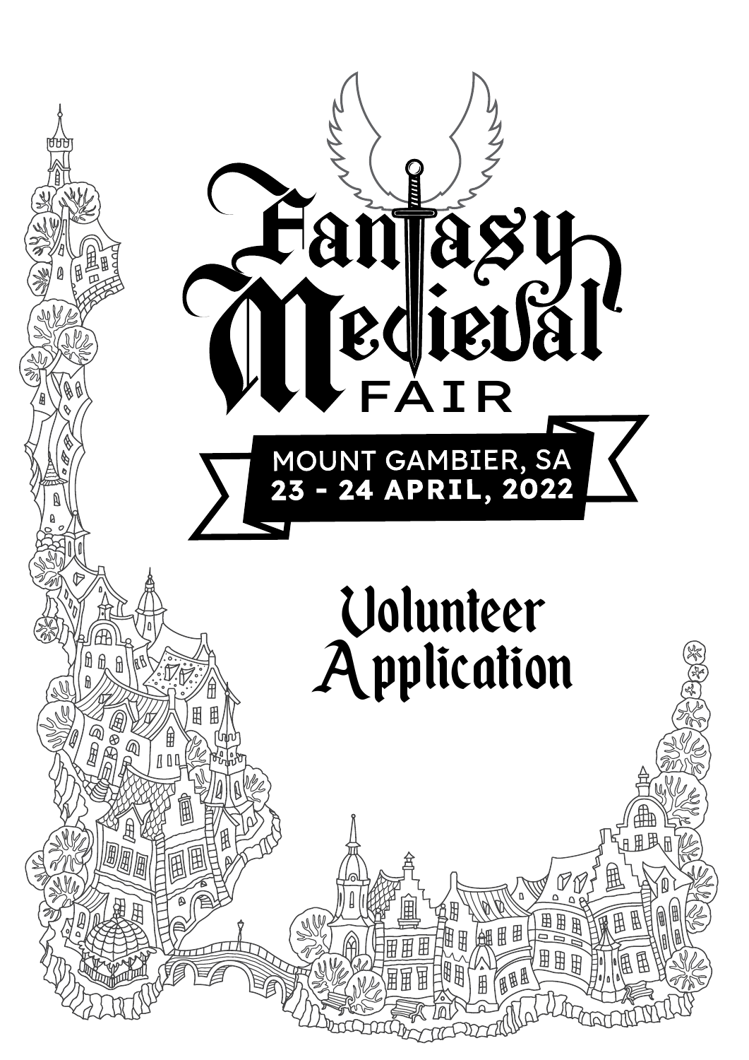# Fantasy Medieval FAIR

MOUNT GAMBIER, SA
**23 - 24 APRIL, 2022**

## Volunteer Application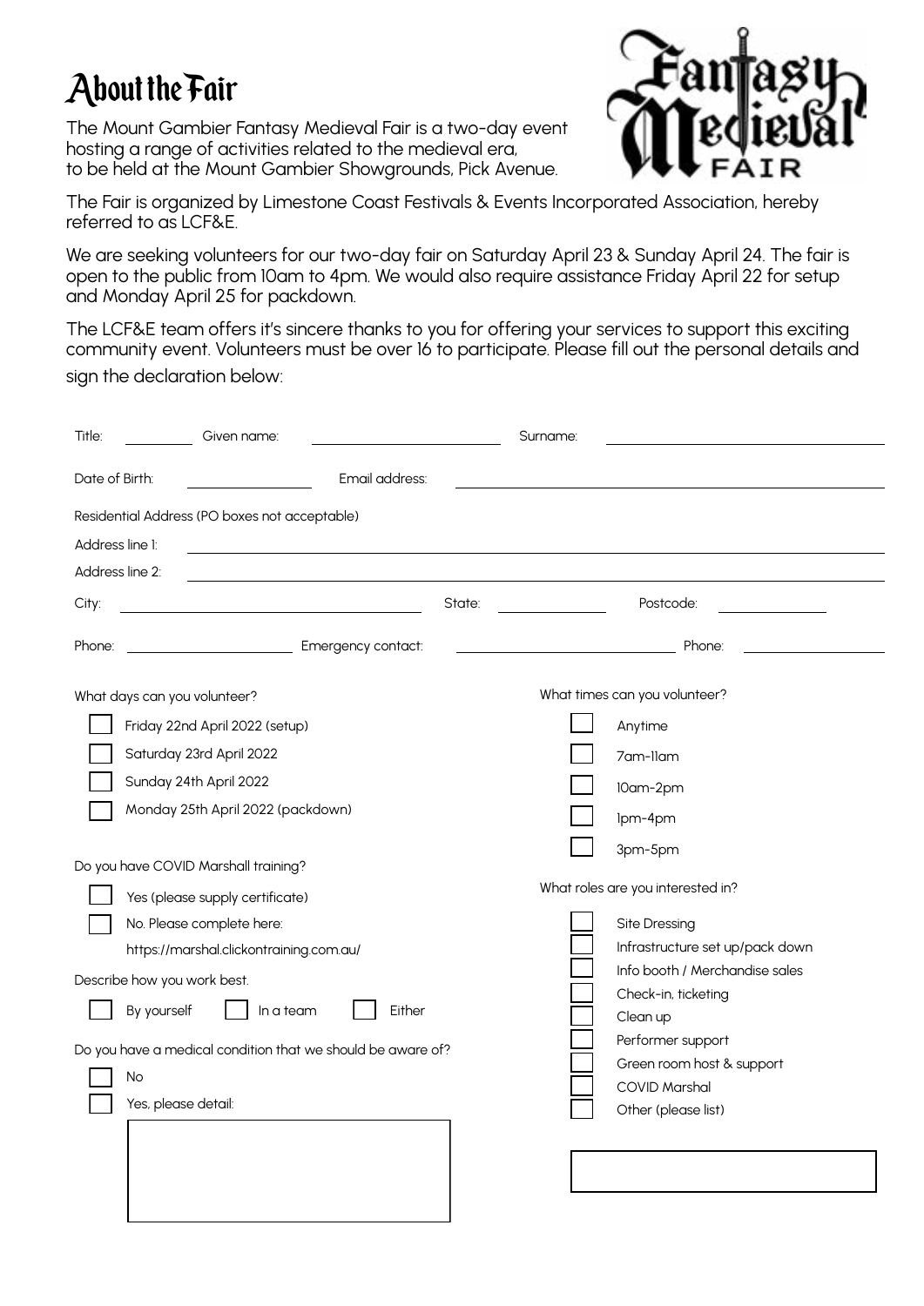# About the Fair

The Mount Gambier Fantasy Medieval Fair is a two-day event hosting a range of activities related to the medieval era, to be held at the Mount Gambier Showgrounds, Pick Avenue.

The Fair is organized by Limestone Coast Festivals & Events Incorporated Association, hereby referred to as LCF&E.

We are seeking volunteers for our two-day fair on Saturday April 23 & Sunday April 24. The fair is open to the public from 10am to 4pm. We would also require assistance Friday April 22 for setup and Monday April 25 for packdown.

The LCF&E team offers it's sincere thanks to you for offering your services to support this exciting community event. Volunteers must be over 16 to participate. Please fill out the personal details and sign the declaration below:

Title: ________ Given name: ____________________ Surname: ____________________

Date of Birth: ____________ Email address: ____________________

Residential Address (PO boxes not acceptable)

Address line 1: ____________________

Address line 2: ____________________

City: ____________________ State: ____________ Postcode: ____________

Phone: ____________________ Emergency contact: ____________________ Phone: ____________

What days can you volunteer?

- [ ] Friday 22nd April 2022 (setup)
- [ ] Saturday 23rd April 2022
- [ ] Sunday 24th April 2022
- [ ] Monday 25th April 2022 (packdown)

What times can you volunteer?

- [ ] Anytime
- [ ] 7am-11am
- [ ] 10am-2pm
- [ ] 1pm-4pm
- [ ] 3pm-5pm

Do you have COVID Marshall training?

- [ ] Yes (please supply certificate)
- [ ] No. Please complete here: https://marshal.clickontraining.com.au/

Describe how you work best.

- [ ] By yourself
- [ ] In a team
- [ ] Either

Do you have a medical condition that we should be aware of?

- [ ] No
- [ ] Yes, please detail:

What roles are you interested in?

- [ ] Site Dressing
- [ ] Infrastructure set up/pack down
- [ ] Info booth / Merchandise sales
- [ ] Check-in, ticketing
- [ ] Clean up
- [ ] Performer support
- [ ] Green room host & support
- [ ] COVID Marshal
- [ ] Other (please list)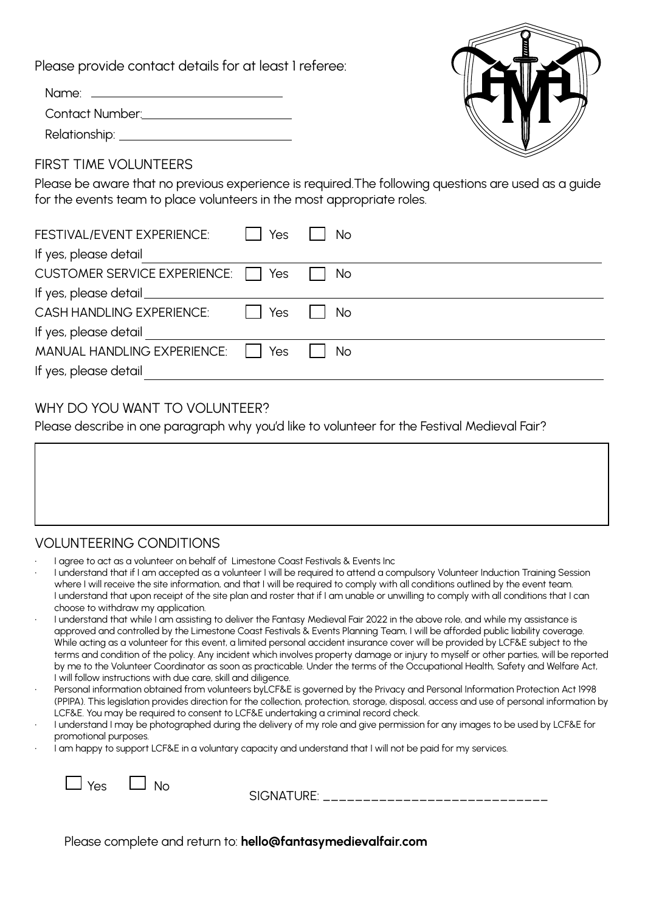Please provide contact details for at least 1 referee:

Name: ______________________________

Contact Number: ______________________________

Relationship: ______________________________

## FIRST TIME VOLUNTEERS

Please be aware that no previous experience is required. The following questions are used as a guide for the events team to place volunteers in the most appropriate roles.

FESTIVAL/EVENT EXPERIENCE: ☐ Yes ☐ No

If yes, please detail ______________________________

CUSTOMER SERVICE EXPERIENCE: ☐ Yes ☐ No

If yes, please detail ______________________________

CASH HANDLING EXPERIENCE: ☐ Yes ☐ No

If yes, please detail ______________________________

MANUAL HANDLING EXPERIENCE: ☐ Yes ☐ No

If yes, please detail ______________________________

## WHY DO YOU WANT TO VOLUNTEER?

Please describe in one paragraph why you'd like to volunteer for the Festival Medieval Fair?

## VOLUNTEERING CONDITIONS

- I agree to act as a volunteer on behalf of Limestone Coast Festivals & Events Inc
- I understand that if I am accepted as a volunteer I will be required to attend a compulsory Volunteer Induction Training Session where I will receive the site information, and that I will be required to comply with all conditions outlined by the event team. I understand that upon receipt of the site plan and roster that if I am unable or unwilling to comply with all conditions that I can choose to withdraw my application.
- I understand that while I am assisting to deliver the Fantasy Medieval Fair 2022 in the above role, and while my assistance is approved and controlled by the Limestone Coast Festivals & Events Planning Team, I will be afforded public liability coverage. While acting as a volunteer for this event, a limited personal accident insurance cover will be provided by LCF&E subject to the terms and condition of the policy. Any incident which involves property damage or injury to myself or other parties, will be reported by me to the Volunteer Coordinator as soon as practicable. Under the terms of the Occupational Health, Safety and Welfare Act, I will follow instructions with due care, skill and diligence.
- Personal information obtained from volunteers byLCF&E is governed by the Privacy and Personal Information Protection Act 1998 (PPIPA). This legislation provides direction for the collection, protection, storage, disposal, access and use of personal information by LCF&E. You may be required to consent to LCF&E undertaking a criminal record check.
- I understand I may be photographed during the delivery of my role and give permission for any images to be used by LCF&E for promotional purposes.
- I am happy to support LCF&E in a voluntary capacity and understand that I will not be paid for my services.

☐ Yes ☐ No

SIGNATURE: ____________________________

Please complete and return to: **hello@fantasymedievalfair.com**